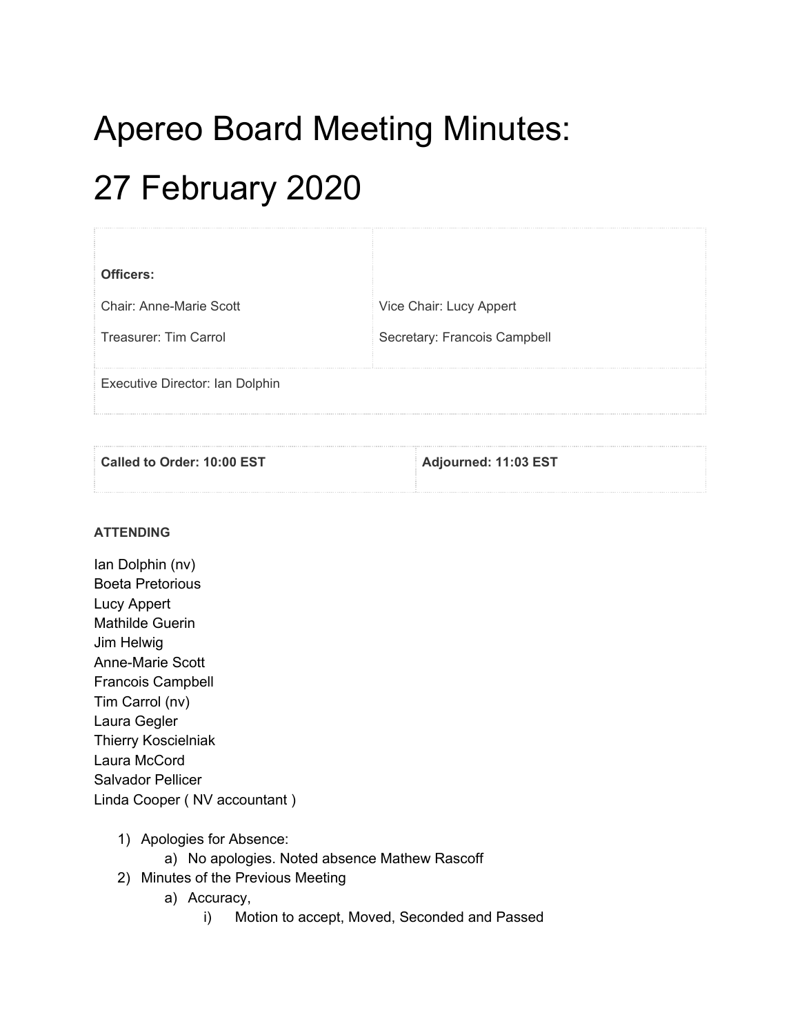# Apereo Board Meeting Minutes: 27 February 2020

| **Officers:** | |
| --- | --- |
| Chair: Anne-Marie Scott | Vice Chair: Lucy Appert |
| Treasurer: Tim Carrol | Secretary: Francois Campbell |
| Executive Director: Ian Dolphin | |

| **Called to Order: 10:00 EST** | **Adjourned: 11:03 EST** |
| --- | --- |

**ATTENDING**

Ian Dolphin (nv)
Boeta Pretorious
Lucy Appert
Mathilde Guerin
Jim Helwig
Anne-Marie Scott
Francois Campbell
Tim Carrol (nv)
Laura Gegler
Thierry Koscielniak
Laura McCord
Salvador Pellicer
Linda Cooper ( NV accountant )

1) Apologies for Absence:
   a) No apologies. Noted absence Mathew Rascoff
2) Minutes of the Previous Meeting
   a) Accuracy,
      i) Motion to accept, Moved, Seconded and Passed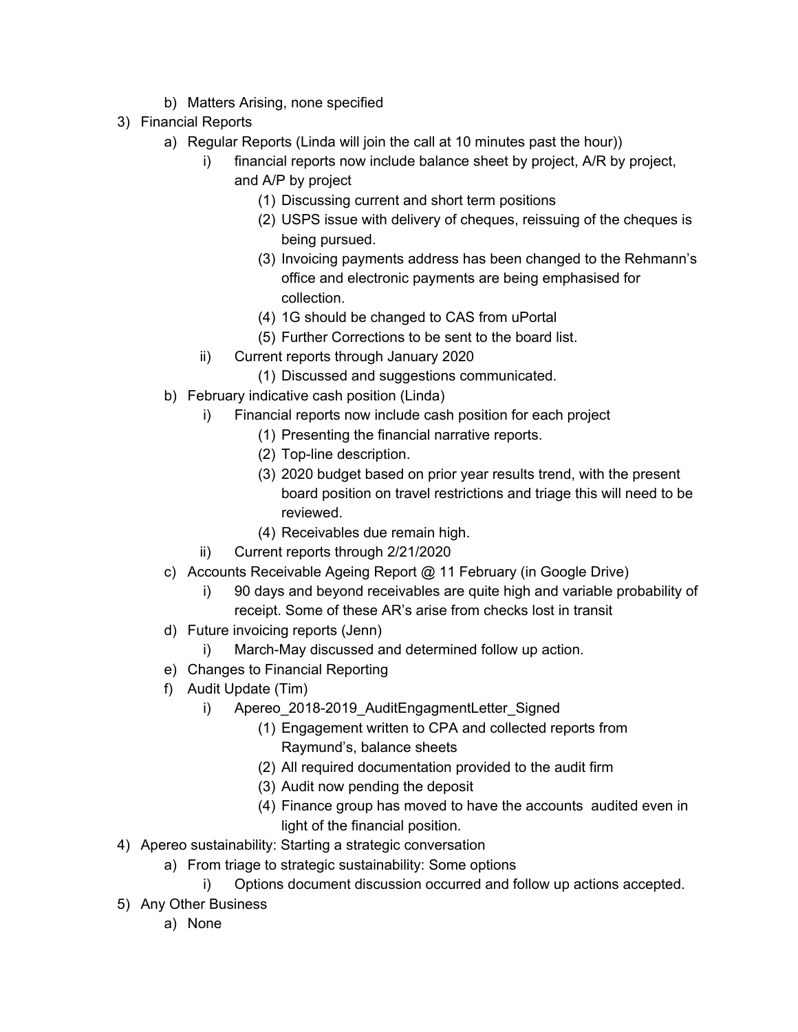b) Matters Arising, none specified

3) Financial Reports
   a) Regular Reports (Linda will join the call at 10 minutes past the hour))
      i) financial reports now include balance sheet by project, A/R by project, and A/P by project
         (1) Discussing current and short term positions
         (2) USPS issue with delivery of cheques, reissuing of the cheques is being pursued.
         (3) Invoicing payments address has been changed to the Rehmann's office and electronic payments are being emphasised for collection.
         (4) 1G should be changed to CAS from uPortal
         (5) Further Corrections to be sent to the board list.
      ii) Current reports through January 2020
         (1) Discussed and suggestions communicated.
   b) February indicative cash position (Linda)
      i) Financial reports now include cash position for each project
         (1) Presenting the financial narrative reports.
         (2) Top-line description.
         (3) 2020 budget based on prior year results trend, with the present board position on travel restrictions and triage this will need to be reviewed.
         (4) Receivables due remain high.
      ii) Current reports through 2/21/2020
   c) Accounts Receivable Ageing Report @ 11 February (in Google Drive)
      i) 90 days and beyond receivables are quite high and variable probability of receipt. Some of these AR's arise from checks lost in transit
   d) Future invoicing reports (Jenn)
      i) March-May discussed and determined follow up action.
   e) Changes to Financial Reporting
   f) Audit Update (Tim)
      i) Apereo_2018-2019_AuditEngagmentLetter_Signed
         (1) Engagement written to CPA and collected reports from Raymund's, balance sheets
         (2) All required documentation provided to the audit firm
         (3) Audit now pending the deposit
         (4) Finance group has moved to have the accounts audited even in light of the financial position.

4) Apereo sustainability: Starting a strategic conversation
   a) From triage to strategic sustainability: Some options
      i) Options document discussion occurred and follow up actions accepted.

5) Any Other Business
   a) None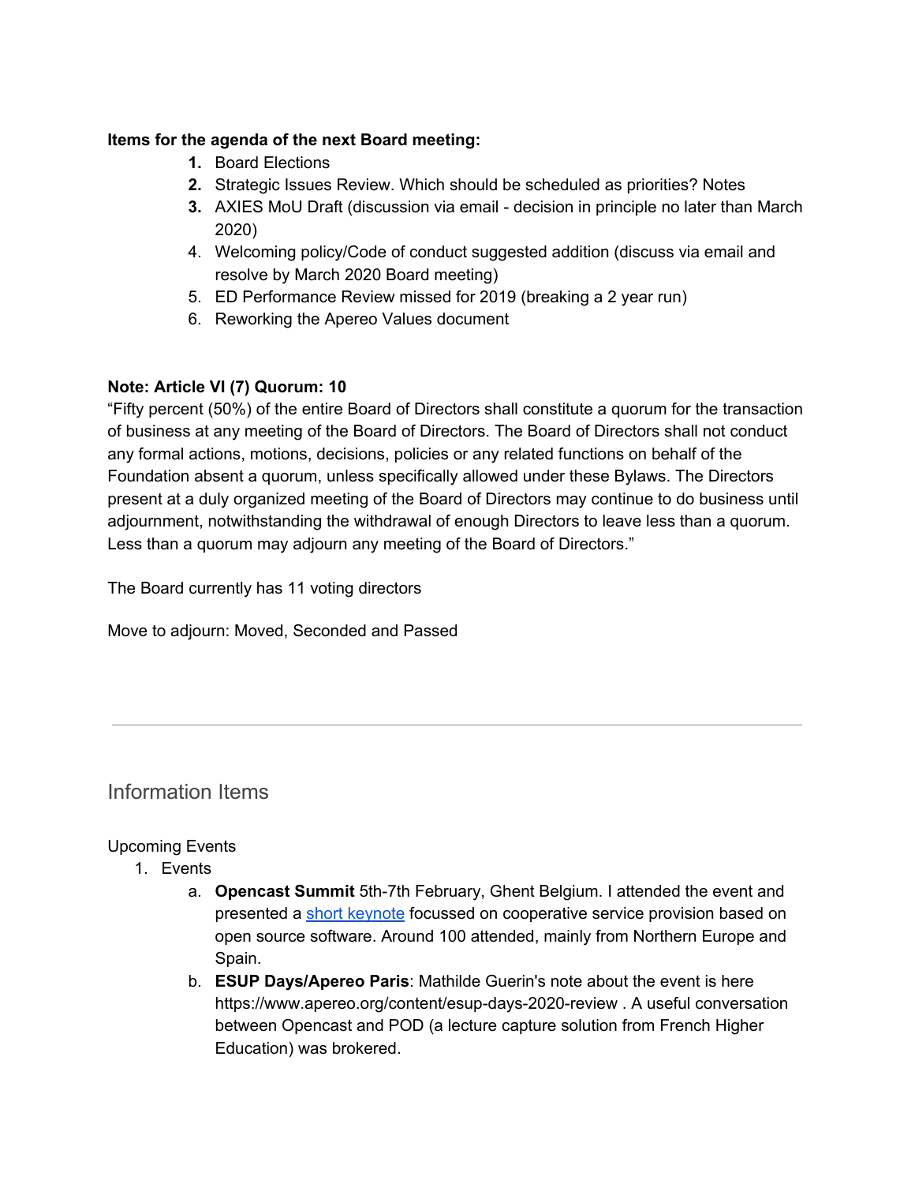**Items for the agenda of the next Board meeting:**

1. Board Elections
2. Strategic Issues Review. Which should be scheduled as priorities? Notes
3. AXIES MoU Draft (discussion via email - decision in principle no later than March 2020)
4. Welcoming policy/Code of conduct suggested addition (discuss via email and resolve by March 2020 Board meeting)
5. ED Performance Review missed for 2019 (breaking a 2 year run)
6. Reworking the Apereo Values document

**Note: Article VI (7) Quorum: 10**

"Fifty percent (50%) of the entire Board of Directors shall constitute a quorum for the transaction of business at any meeting of the Board of Directors. The Board of Directors shall not conduct any formal actions, motions, decisions, policies or any related functions on behalf of the Foundation absent a quorum, unless specifically allowed under these Bylaws. The Directors present at a duly organized meeting of the Board of Directors may continue to do business until adjournment, notwithstanding the withdrawal of enough Directors to leave less than a quorum. Less than a quorum may adjourn any meeting of the Board of Directors."

The Board currently has 11 voting directors

Move to adjourn: Moved, Seconded and Passed

---

## Information Items

Upcoming Events

1. Events
    a. **Opencast Summit** 5th-7th February, Ghent Belgium. I attended the event and presented a short keynote focussed on cooperative service provision based on open source software. Around 100 attended, mainly from Northern Europe and Spain.
    b. **ESUP Days/Apereo Paris**: Mathilde Guerin's note about the event is here https://www.apereo.org/content/esup-days-2020-review . A useful conversation between Opencast and POD (a lecture capture solution from French Higher Education) was brokered.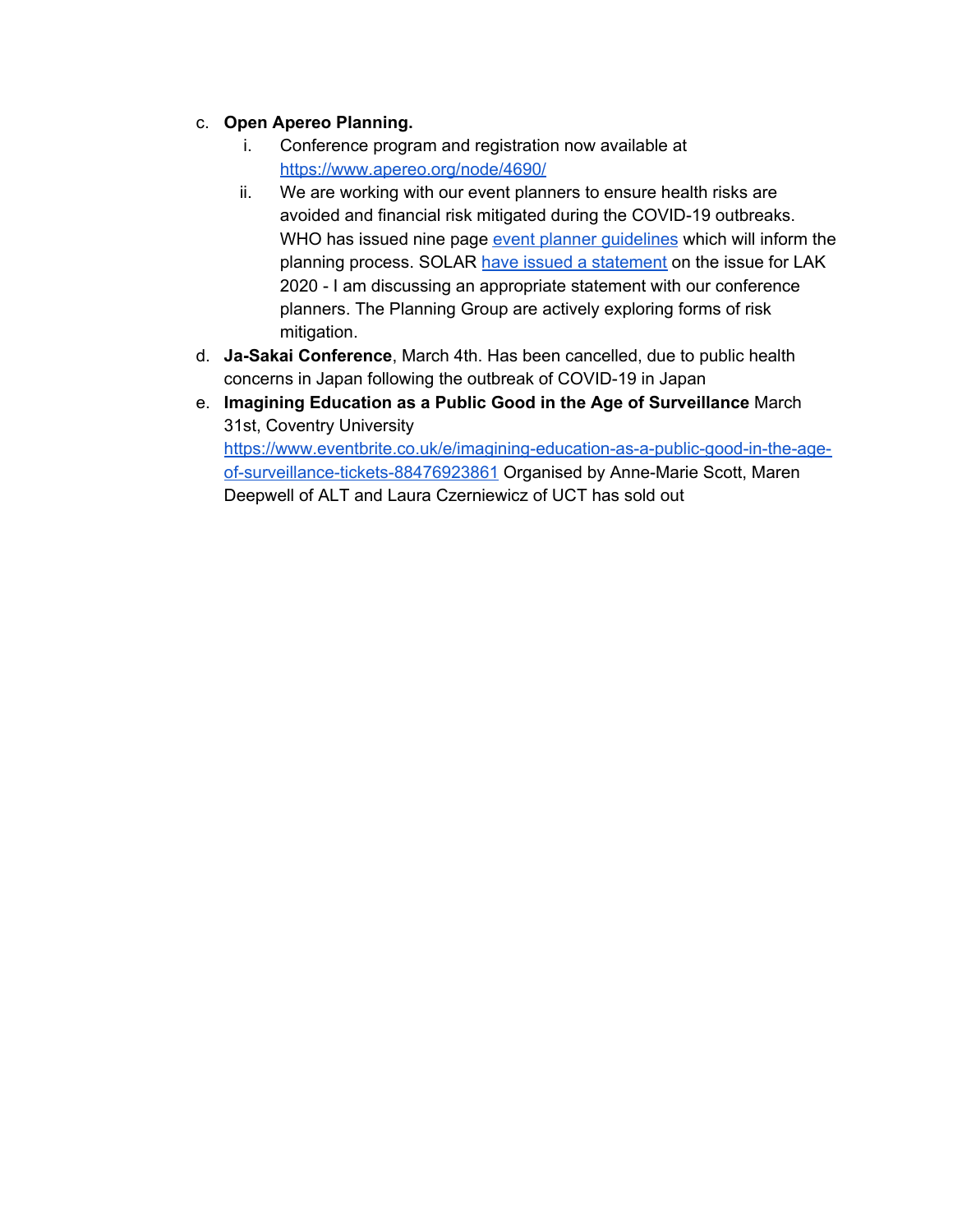c. **Open Apereo Planning.**
    i. Conference program and registration now available at https://www.apereo.org/node/4690/
    ii. We are working with our event planners to ensure health risks are avoided and financial risk mitigated during the COVID-19 outbreaks. WHO has issued nine page event planner guidelines which will inform the planning process. SOLAR have issued a statement on the issue for LAK 2020 - I am discussing an appropriate statement with our conference planners. The Planning Group are actively exploring forms of risk mitigation.

d. **Ja-Sakai Conference**, March 4th. Has been cancelled, due to public health concerns in Japan following the outbreak of COVID-19 in Japan

e. **Imagining Education as a Public Good in the Age of Surveillance** March 31st, Coventry University https://www.eventbrite.co.uk/e/imagining-education-as-a-public-good-in-the-age-of-surveillance-tickets-88476923861 Organised by Anne-Marie Scott, Maren Deepwell of ALT and Laura Czerniewicz of UCT has sold out